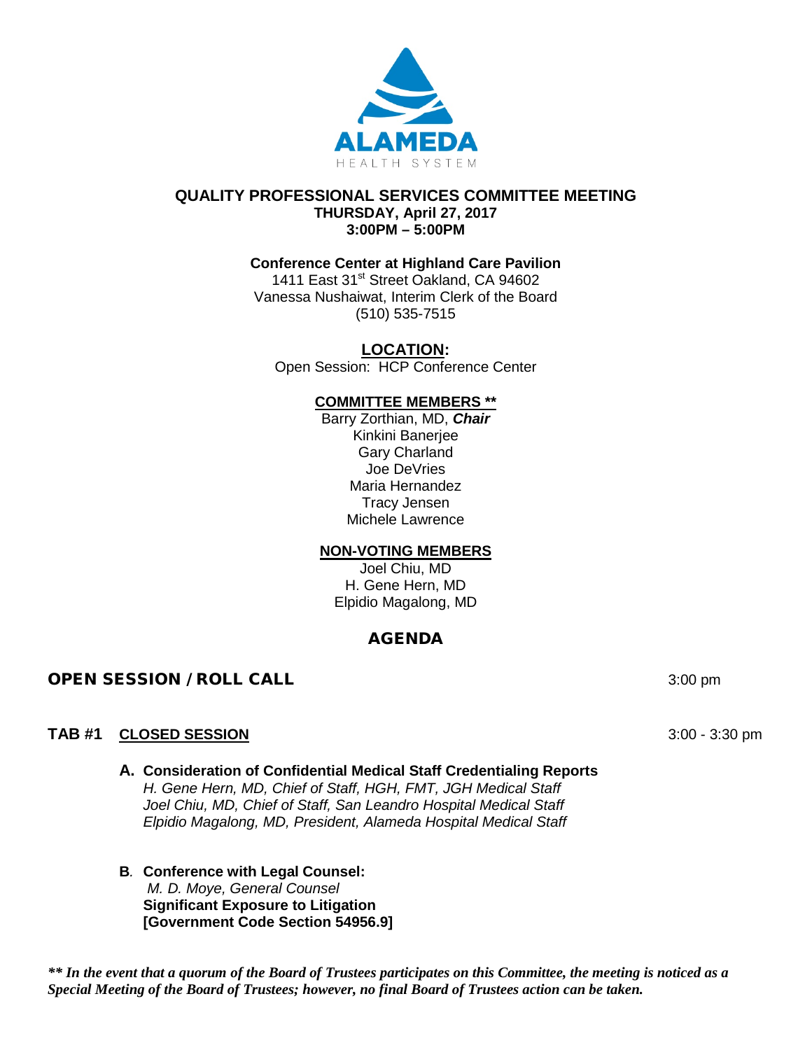ALAMEDA
HEALTH SYSTEM

# QUALITY PROFESSIONAL SERVICES COMMITTEE MEETING

**THURSDAY, April 27, 2017**
**3:00PM – 5:00PM**

**Conference Center at Highland Care Pavilion**
1411 East 31st Street Oakland, CA 94602
Vanessa Nushaiwat, Interim Clerk of the Board
(510) 535-7515

**LOCATION:**
Open Session: HCP Conference Center

**COMMITTEE MEMBERS ****
Barry Zorthian, MD, ***Chair***
Kinkini Banerjee
Gary Charland
Joe DeVries
Maria Hernandez
Tracy Jensen
Michele Lawrence

**NON-VOTING MEMBERS**
Joel Chiu, MD
H. Gene Hern, MD
Elpidio Magalong, MD

## AGENDA

## OPEN SESSION / ROLL CALL 3:00 pm

### TAB #1 CLOSED SESSION 3:00 - 3:30 pm

**A. Consideration of Confidential Medical Staff Credentialing Reports**
*H. Gene Hern, MD, Chief of Staff, HGH, FMT, JGH Medical Staff*
*Joel Chiu, MD, Chief of Staff, San Leandro Hospital Medical Staff*
*Elpidio Magalong, MD, President, Alameda Hospital Medical Staff*

**B. Conference with Legal Counsel:**
*M. D. Moye, General Counsel*
**Significant Exposure to Litigation**
**[Government Code Section 54956.9]**

***\*\* In the event that a quorum of the Board of Trustees participates on this Committee, the meeting is noticed as a Special Meeting of the Board of Trustees; however, no final Board of Trustees action can be taken.***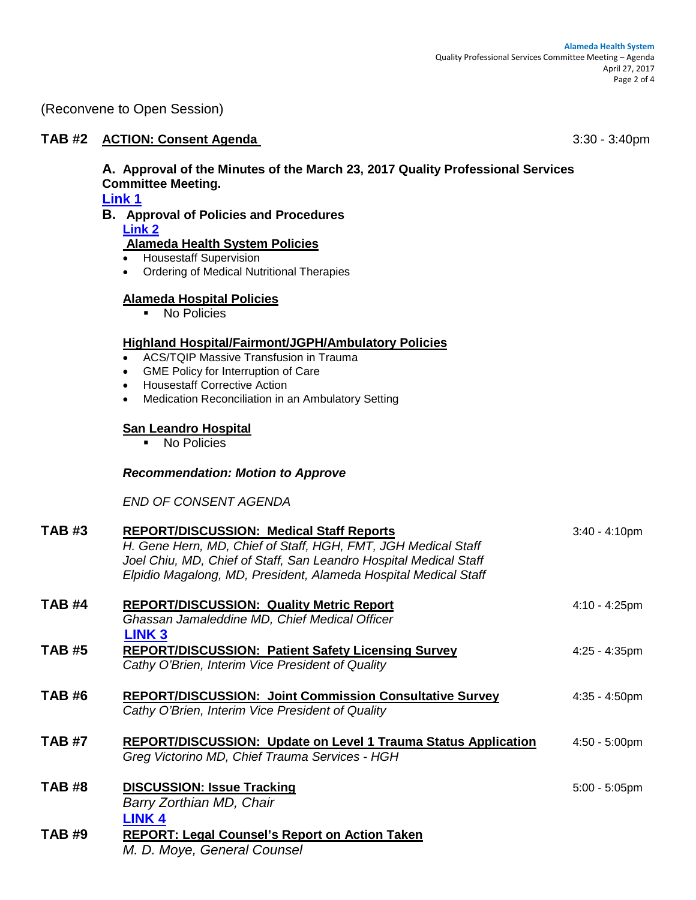(Reconvene to Open Session)

**TAB #2** **ACTION: Consent Agenda** 3:30 - 3:40pm

**A. Approval of the Minutes of the March 23, 2017 Quality Professional Services Committee Meeting.**

**Link 1**

**B. Approval of Policies and Procedures**

**Link 2**

**Alameda Health System Policies**

- Housestaff Supervision
- Ordering of Medical Nutritional Therapies

**Alameda Hospital Policies**

- No Policies

**Highland Hospital/Fairmont/JGPH/Ambulatory Policies**

- ACS/TQIP Massive Transfusion in Trauma
- GME Policy for Interruption of Care
- Housestaff Corrective Action
- Medication Reconciliation in an Ambulatory Setting

**San Leandro Hospital**

- No Policies

***Recommendation: Motion to Approve***

*END OF CONSENT AGENDA*

**TAB #3** **REPORT/DISCUSSION: Medical Staff Reports** 3:40 - 4:10pm

*H. Gene Hern, MD, Chief of Staff, HGH, FMT, JGH Medical Staff*
*Joel Chiu, MD, Chief of Staff, San Leandro Hospital Medical Staff*
*Elpidio Magalong, MD, President, Alameda Hospital Medical Staff*

**TAB #4** **REPORT/DISCUSSION: Quality Metric Report** 4:10 - 4:25pm

*Ghassan Jamaleddine MD, Chief Medical Officer*

**LINK 3**

**TAB #5** **REPORT/DISCUSSION: Patient Safety Licensing Survey** 4:25 - 4:35pm

*Cathy O'Brien, Interim Vice President of Quality*

**TAB #6** **REPORT/DISCUSSION: Joint Commission Consultative Survey** 4:35 - 4:50pm

*Cathy O'Brien, Interim Vice President of Quality*

**TAB #7** **REPORT/DISCUSSION: Update on Level 1 Trauma Status Application** 4:50 - 5:00pm

*Greg Victorino MD, Chief Trauma Services - HGH*

**TAB #8** **DISCUSSION: Issue Tracking** 5:00 - 5:05pm

*Barry Zorthian MD, Chair*

**LINK 4**

**TAB #9** **REPORT: Legal Counsel's Report on Action Taken**

*M. D. Moye, General Counsel*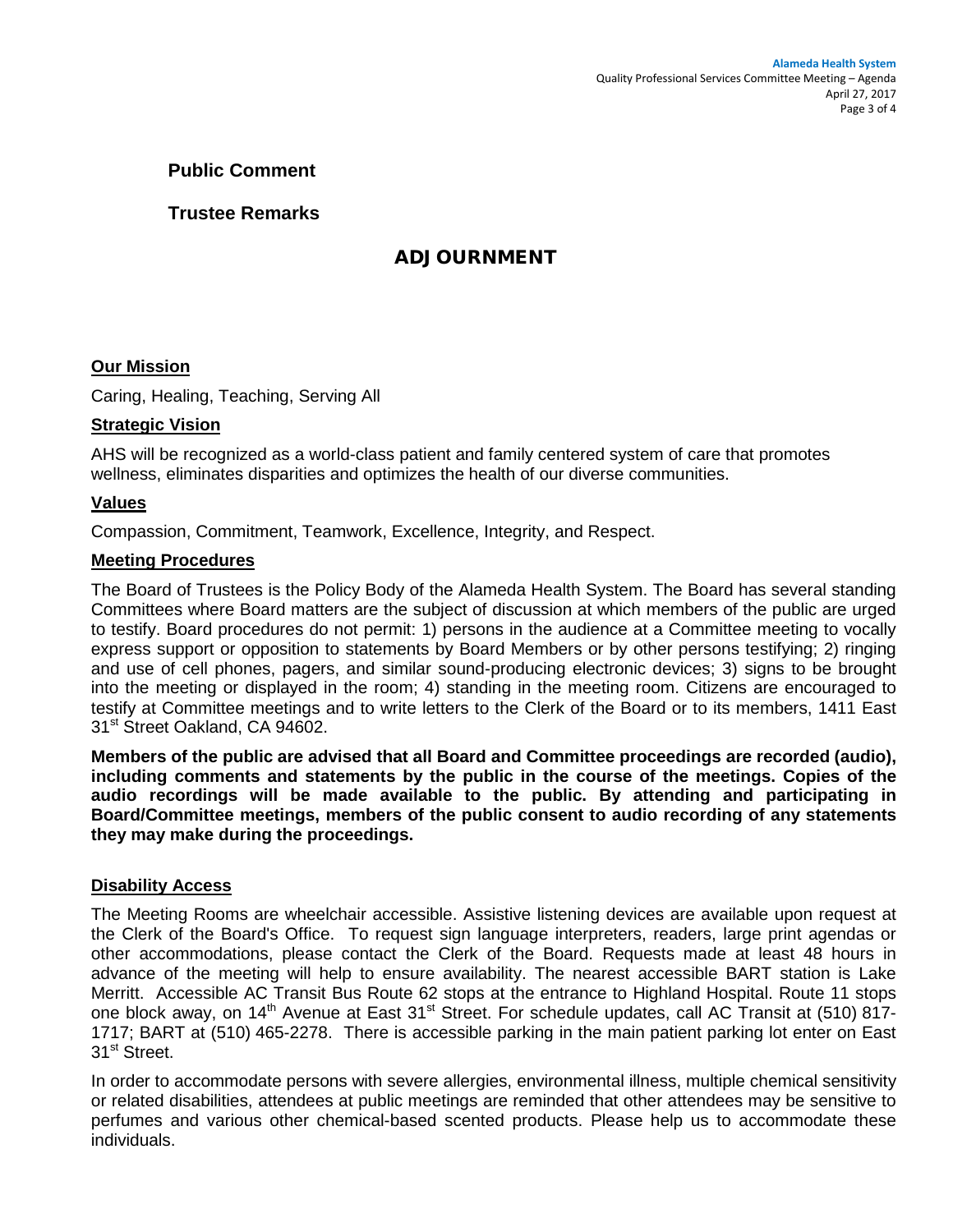**Public Comment**

**Trustee Remarks**

## ADJOURNMENT

**Our Mission**

Caring, Healing, Teaching, Serving All

**Strategic Vision**

AHS will be recognized as a world-class patient and family centered system of care that promotes wellness, eliminates disparities and optimizes the health of our diverse communities.

**Values**

Compassion, Commitment, Teamwork, Excellence, Integrity, and Respect.

**Meeting Procedures**

The Board of Trustees is the Policy Body of the Alameda Health System. The Board has several standing Committees where Board matters are the subject of discussion at which members of the public are urged to testify. Board procedures do not permit: 1) persons in the audience at a Committee meeting to vocally express support or opposition to statements by Board Members or by other persons testifying; 2) ringing and use of cell phones, pagers, and similar sound-producing electronic devices; 3) signs to be brought into the meeting or displayed in the room; 4) standing in the meeting room. Citizens are encouraged to testify at Committee meetings and to write letters to the Clerk of the Board or to its members, 1411 East 31st Street Oakland, CA 94602.

**Members of the public are advised that all Board and Committee proceedings are recorded (audio), including comments and statements by the public in the course of the meetings. Copies of the audio recordings will be made available to the public. By attending and participating in Board/Committee meetings, members of the public consent to audio recording of any statements they may make during the proceedings.**

**Disability Access**

The Meeting Rooms are wheelchair accessible. Assistive listening devices are available upon request at the Clerk of the Board's Office. To request sign language interpreters, readers, large print agendas or other accommodations, please contact the Clerk of the Board. Requests made at least 48 hours in advance of the meeting will help to ensure availability. The nearest accessible BART station is Lake Merritt. Accessible AC Transit Bus Route 62 stops at the entrance to Highland Hospital. Route 11 stops one block away, on 14th Avenue at East 31st Street. For schedule updates, call AC Transit at (510) 817-1717; BART at (510) 465-2278. There is accessible parking in the main patient parking lot enter on East 31st Street.

In order to accommodate persons with severe allergies, environmental illness, multiple chemical sensitivity or related disabilities, attendees at public meetings are reminded that other attendees may be sensitive to perfumes and various other chemical-based scented products. Please help us to accommodate these individuals.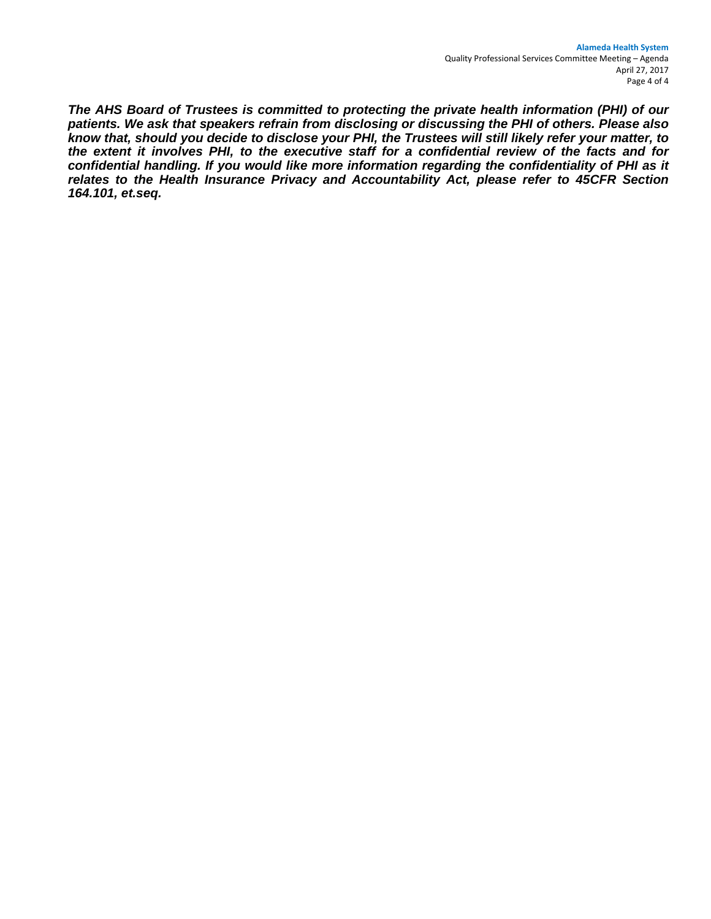***The AHS Board of Trustees is committed to protecting the private health information (PHI) of our patients. We ask that speakers refrain from disclosing or discussing the PHI of others. Please also know that, should you decide to disclose your PHI, the Trustees will still likely refer your matter, to the extent it involves PHI, to the executive staff for a confidential review of the facts and for confidential handling. If you would like more information regarding the confidentiality of PHI as it relates to the Health Insurance Privacy and Accountability Act, please refer to 45CFR Section 164.101, et.seq.***